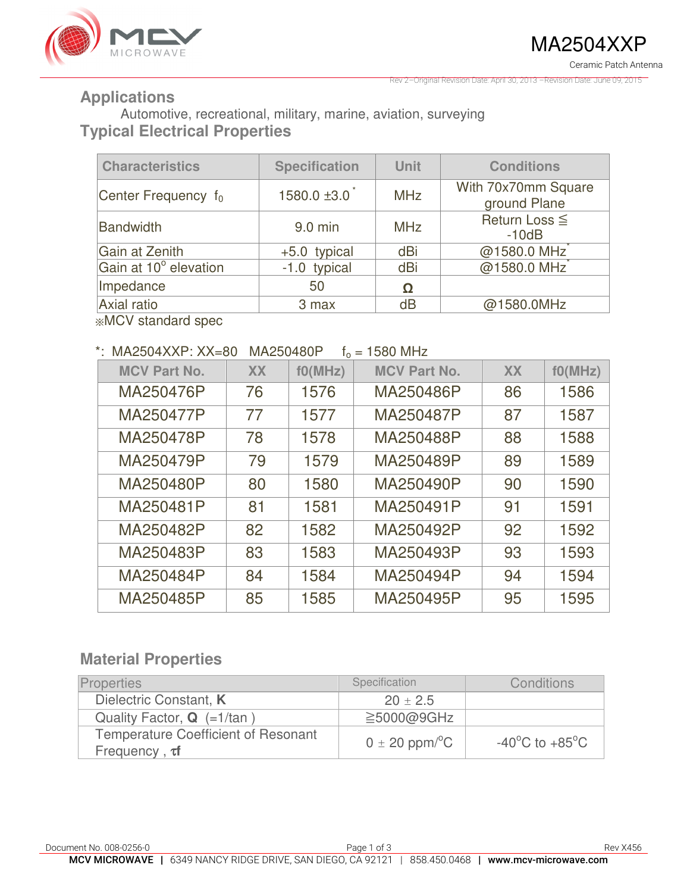# MA2504XXP

Ceramic Patch Antenna

Rev 2–Original Revision Date: April 30, 2013 –Revision Date: June 09, 2015

## Applications

Automotive, recreational, military, marine, aviation, surveying

## Typical Electrical Properties

| Characteristics | Specification | Unit | Conditions |
|---|---|---|---|
| Center Frequency $f_0$ | 1580.0 ±3.0 * | MHz | With 70x70mm Square ground Plane |
| Bandwidth | 9.0 min | MHz | Return Loss ≦ -10dB |
| Gain at Zenith | +5.0 typical | dBi | @1580.0 MHz* |
| Gain at 10° elevation | -1.0 typical | dBi | @1580.0 MHz* |
| Impedance | 50 | Ω | |
| Axial ratio | 3 max | dB | @1580.0MHz |

※MCV standard spec

*: MA2504XXP: XX=80 MA250480P $f_o$ = 1580 MHz

| MCV Part No. | XX | f0(MHz) | MCV Part No. | XX | f0(MHz) |
|---|---|---|---|---|---|
| MA250476P | 76 | 1576 | MA250486P | 86 | 1586 |
| MA250477P | 77 | 1577 | MA250487P | 87 | 1587 |
| MA250478P | 78 | 1578 | MA250488P | 88 | 1588 |
| MA250479P | 79 | 1579 | MA250489P | 89 | 1589 |
| MA250480P | 80 | 1580 | MA250490P | 90 | 1590 |
| MA250481P | 81 | 1581 | MA250491P | 91 | 1591 |
| MA250482P | 82 | 1582 | MA250492P | 92 | 1592 |
| MA250483P | 83 | 1583 | MA250493P | 93 | 1593 |
| MA250484P | 84 | 1584 | MA250494P | 94 | 1594 |
| MA250485P | 85 | 1585 | MA250495P | 95 | 1595 |

## Material Properties

| Properties | Specification | Conditions |
|---|---|---|
| Dielectric Constant, **K** | 20 ± 2.5 | |
| Quality Factor, **Q** (=1/tan ) | ≧5000@9GHz | |
| Temperature Coefficient of Resonant Frequency , **τf** | 0 ± 20 ppm/°C | -40°C to +85°C |

Document No. 008-0256-0 Rev X456

**MCV MICROWAVE** | 6349 NANCY RIDGE DRIVE, SAN DIEGO, CA 92121 | 858.450.0468 | **www.mcv-microwave.com**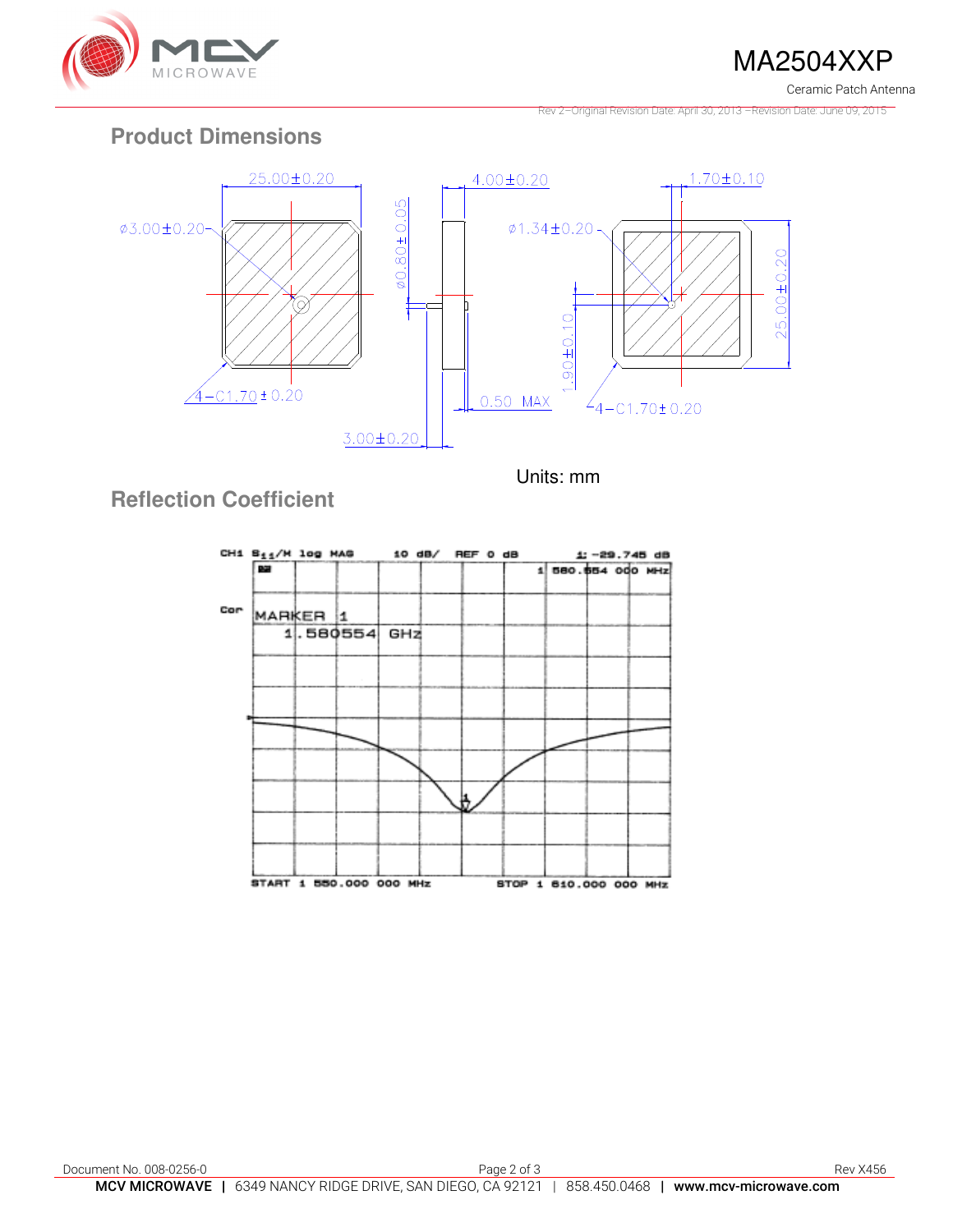## Product Dimensions

25.00±0.20

ϕ3.00±0.20

ϕ0.80±0.05

4.00±0.20

1.70±0.10

ϕ1.34±0.20

25.00±0.20

1.90±0.10

4−C1.70±0.20

0.50 MAX

3.00±0.20

4−C1.70±0.20

Units: mm

## Reflection Coefficient

CH1 $S_{11}$/M log MAG 10 dB/ REF 0 dB 1: −29.745 dB

1 580.554 000 MHz

Cor

MARKER 1

1.580554 GHz

START 1 550.000 000 MHz STOP 1 610.000 000 MHz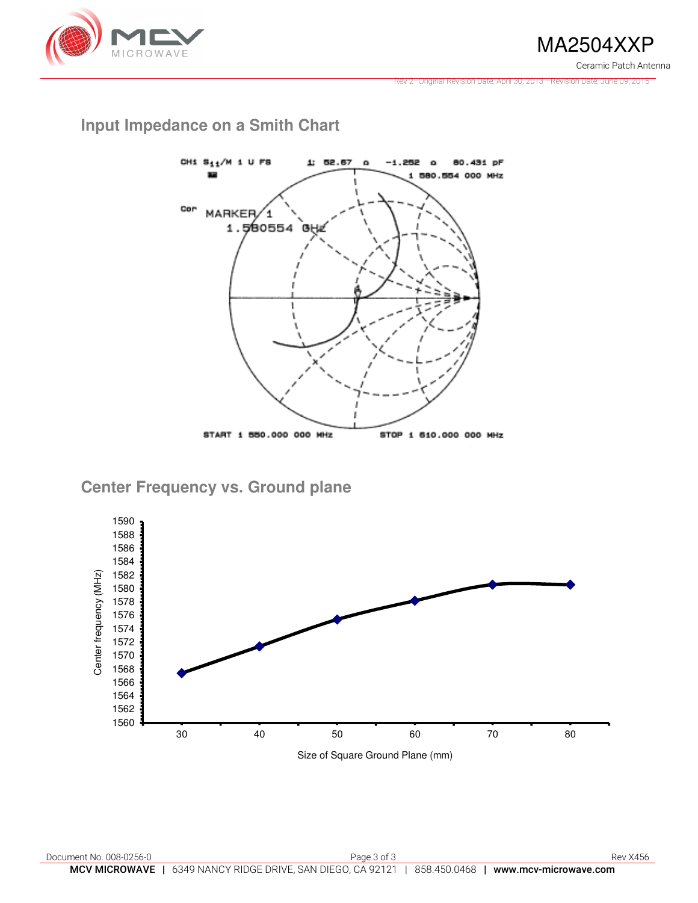## Input Impedance on a Smith Chart

CH1 S11/M 1 U FS 1: 52.67 Ω -1.252 Ω 80.431 pF

1 580.554 000 MHz

Cor

MARKER 1

1.580554 GHz

START 1 550.000 000 MHz STOP 1 610.000 000 MHz

## Center Frequency vs. Ground plane

1590
1588
1586
1584
1582
1580
1578
1576
1574
1572
1570
1568
1566
1564
1562
1560

Center frequency (MHz)

30 40 50 60 70 80

Size of Square Ground Plane (mm)